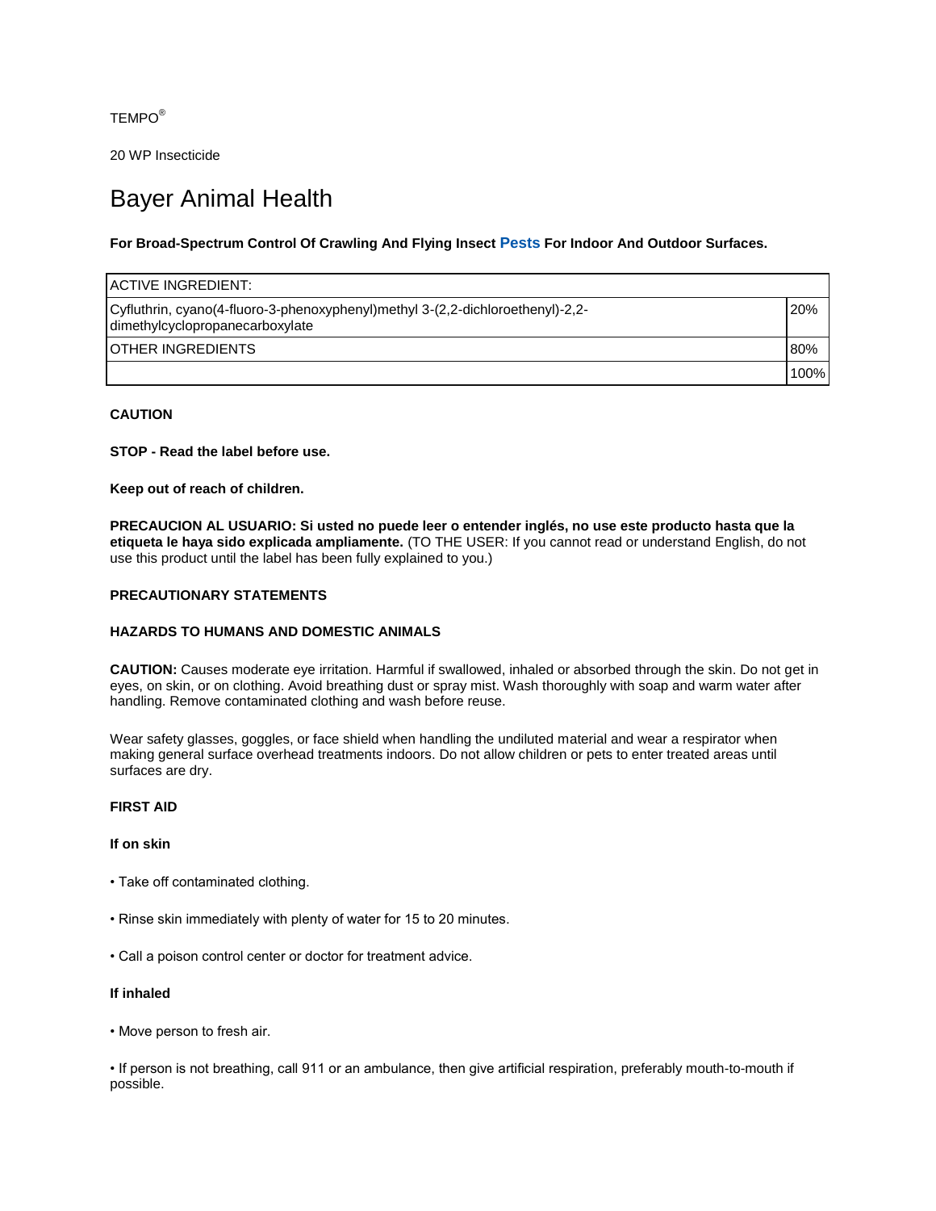TEMPO®

20 WP Insecticide

# Bayer Animal Health

**For Broad-Spectrum Control Of Crawling And Flying Insect Pests For Indoor And Outdoor Surfaces.**

| ACTIVE INGREDIENT: | |
|---|---|
| Cyfluthrin, cyano(4-fluoro-3-phenoxyphenyl)methyl 3-(2,2-dichloroethenyl)-2,2-dimethylcyclopropanecarboxylate | 20% |
| OTHER INGREDIENTS | 80% |
| | 100% |

**CAUTION**

**STOP - Read the label before use.**

**Keep out of reach of children.**

**PRECAUCION AL USUARIO: Si usted no puede leer o entender inglés, no use este producto hasta que la etiqueta le haya sido explicada ampliamente.** (TO THE USER: If you cannot read or understand English, do not use this product until the label has been fully explained to you.)

**PRECAUTIONARY STATEMENTS**

**HAZARDS TO HUMANS AND DOMESTIC ANIMALS**

**CAUTION:** Causes moderate eye irritation. Harmful if swallowed, inhaled or absorbed through the skin. Do not get in eyes, on skin, or on clothing. Avoid breathing dust or spray mist. Wash thoroughly with soap and warm water after handling. Remove contaminated clothing and wash before reuse.

Wear safety glasses, goggles, or face shield when handling the undiluted material and wear a respirator when making general surface overhead treatments indoors. Do not allow children or pets to enter treated areas until surfaces are dry.

**FIRST AID**

**If on skin**

- Take off contaminated clothing.
- Rinse skin immediately with plenty of water for 15 to 20 minutes.
- Call a poison control center or doctor for treatment advice.

**If inhaled**

- Move person to fresh air.
- If person is not breathing, call 911 or an ambulance, then give artificial respiration, preferably mouth-to-mouth if possible.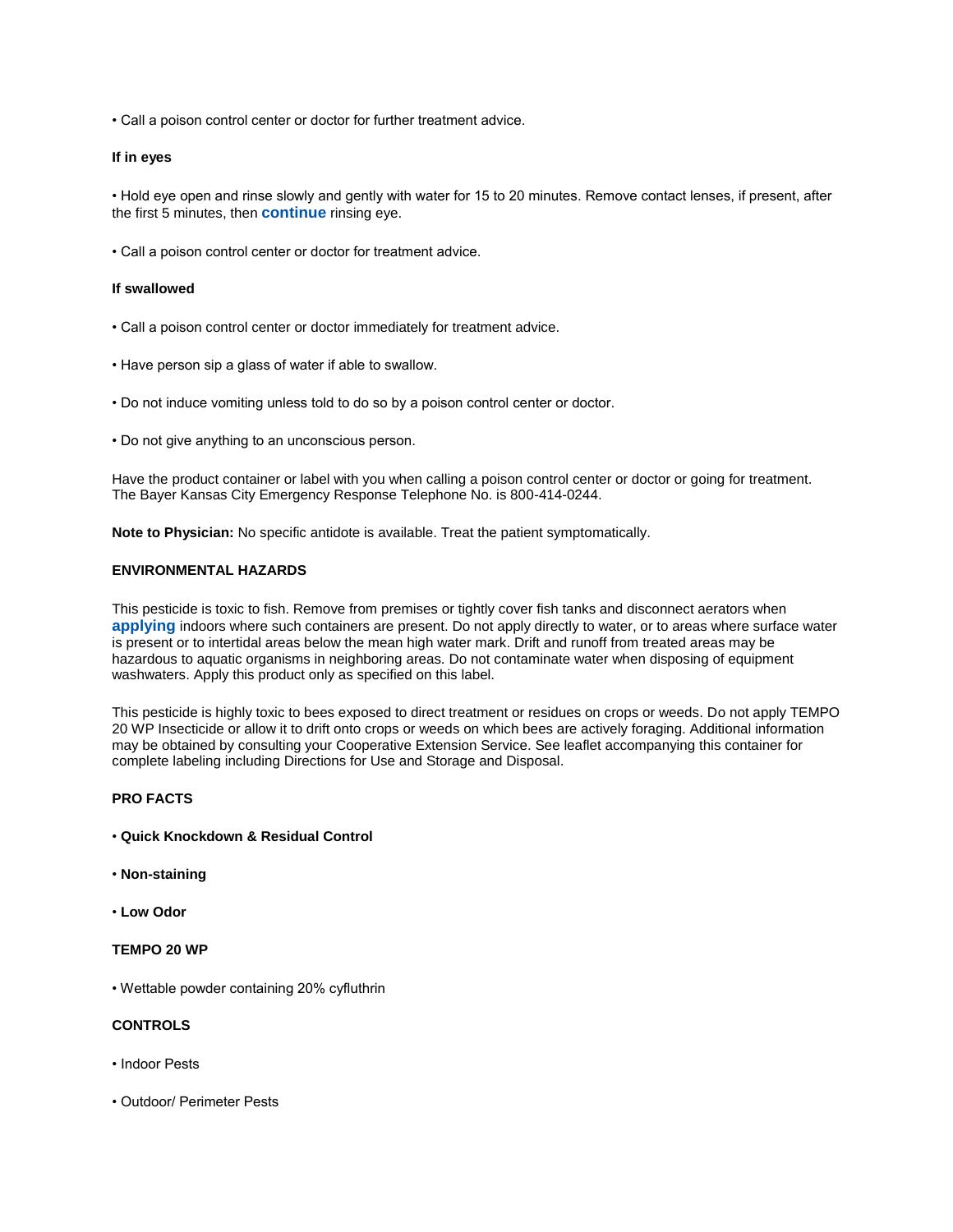• Call a poison control center or doctor for further treatment advice.

**If in eyes**

• Hold eye open and rinse slowly and gently with water for 15 to 20 minutes. Remove contact lenses, if present, after the first 5 minutes, then continue rinsing eye.

• Call a poison control center or doctor for treatment advice.

**If swallowed**

• Call a poison control center or doctor immediately for treatment advice.

• Have person sip a glass of water if able to swallow.

• Do not induce vomiting unless told to do so by a poison control center or doctor.

• Do not give anything to an unconscious person.

Have the product container or label with you when calling a poison control center or doctor or going for treatment. The Bayer Kansas City Emergency Response Telephone No. is 800-414-0244.

**Note to Physician:** No specific antidote is available. Treat the patient symptomatically.

**ENVIRONMENTAL HAZARDS**

This pesticide is toxic to fish. Remove from premises or tightly cover fish tanks and disconnect aerators when applying indoors where such containers are present. Do not apply directly to water, or to areas where surface water is present or to intertidal areas below the mean high water mark. Drift and runoff from treated areas may be hazardous to aquatic organisms in neighboring areas. Do not contaminate water when disposing of equipment washwaters. Apply this product only as specified on this label.

This pesticide is highly toxic to bees exposed to direct treatment or residues on crops or weeds. Do not apply TEMPO 20 WP Insecticide or allow it to drift onto crops or weeds on which bees are actively foraging. Additional information may be obtained by consulting your Cooperative Extension Service. See leaflet accompanying this container for complete labeling including Directions for Use and Storage and Disposal.

**PRO FACTS**

• **Quick Knockdown & Residual Control**

• **Non-staining**

• **Low Odor**

**TEMPO 20 WP**

• Wettable powder containing 20% cyfluthrin

**CONTROLS**

• Indoor Pests

• Outdoor/ Perimeter Pests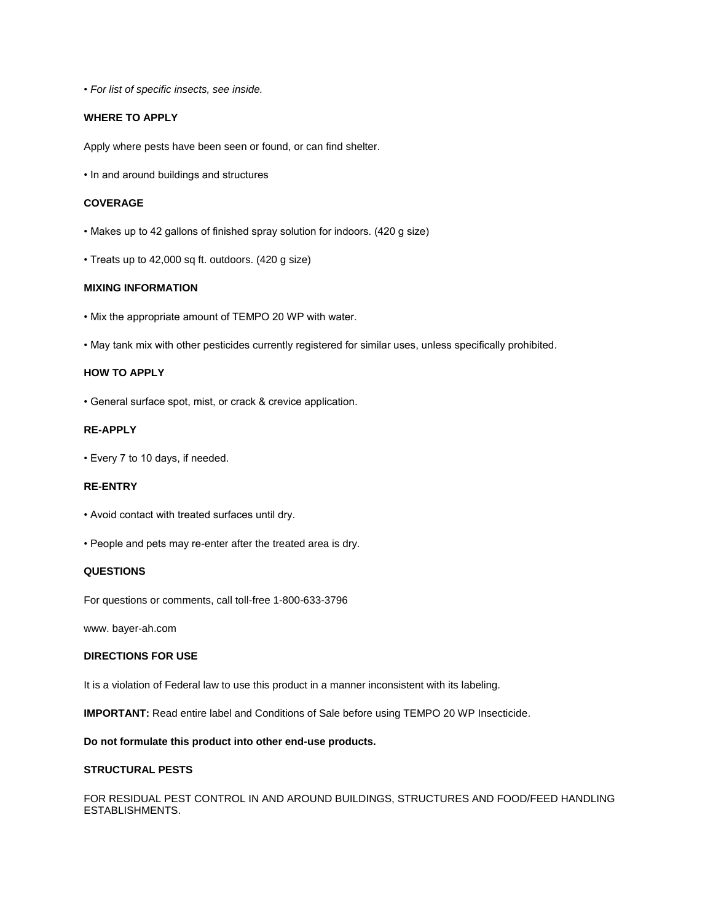• *For list of specific insects, see inside.*

**WHERE TO APPLY**

Apply where pests have been seen or found, or can find shelter.

• In and around buildings and structures

**COVERAGE**

• Makes up to 42 gallons of finished spray solution for indoors. (420 g size)

• Treats up to 42,000 sq ft. outdoors. (420 g size)

**MIXING INFORMATION**

• Mix the appropriate amount of TEMPO 20 WP with water.

• May tank mix with other pesticides currently registered for similar uses, unless specifically prohibited.

**HOW TO APPLY**

• General surface spot, mist, or crack & crevice application.

**RE-APPLY**

• Every 7 to 10 days, if needed.

**RE-ENTRY**

• Avoid contact with treated surfaces until dry.

• People and pets may re-enter after the treated area is dry.

**QUESTIONS**

For questions or comments, call toll-free 1-800-633-3796

www. bayer-ah.com

**DIRECTIONS FOR USE**

It is a violation of Federal law to use this product in a manner inconsistent with its labeling.

**IMPORTANT:** Read entire label and Conditions of Sale before using TEMPO 20 WP Insecticide.

**Do not formulate this product into other end-use products.**

**STRUCTURAL PESTS**

FOR RESIDUAL PEST CONTROL IN AND AROUND BUILDINGS, STRUCTURES AND FOOD/FEED HANDLING ESTABLISHMENTS.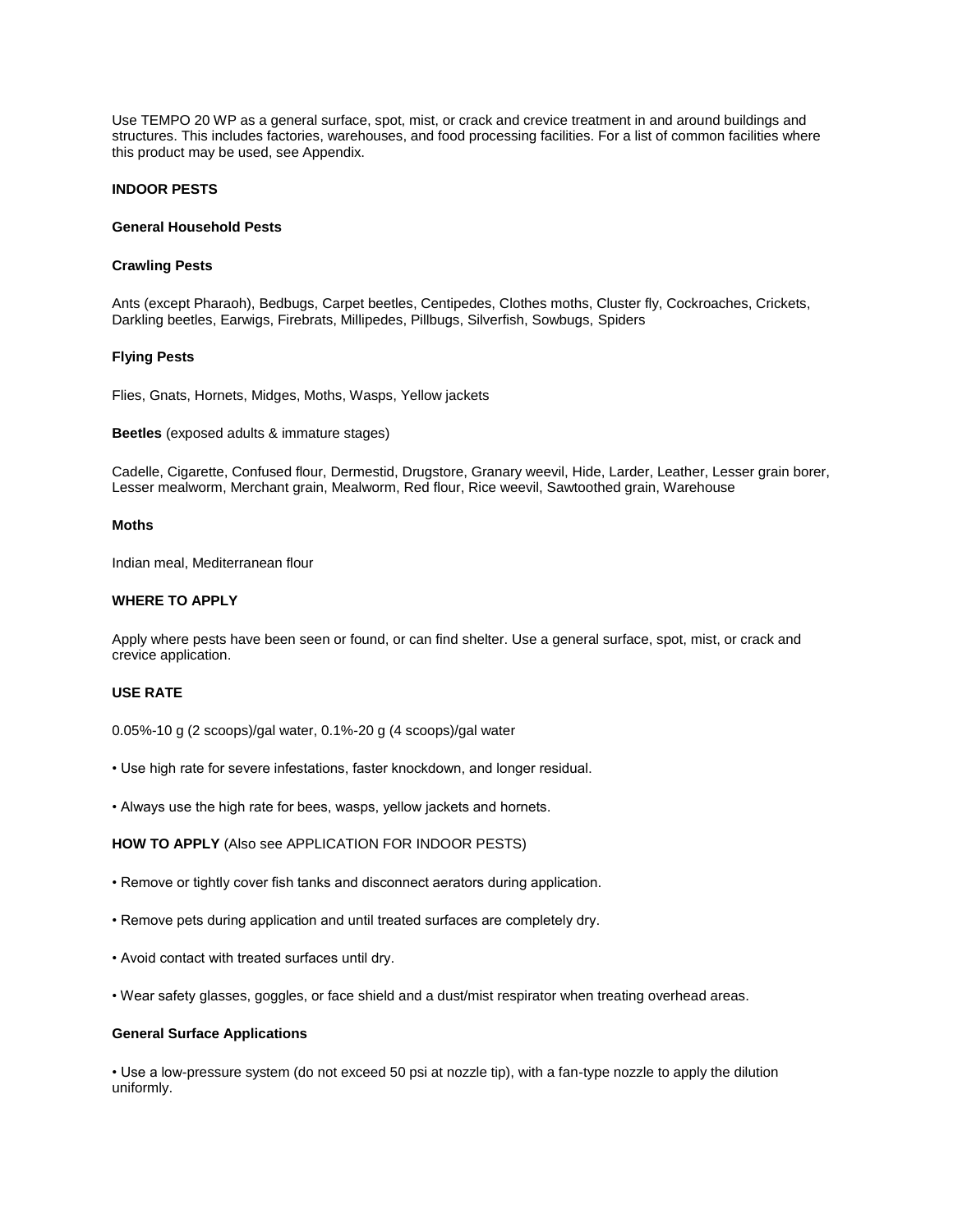Use TEMPO 20 WP as a general surface, spot, mist, or crack and crevice treatment in and around buildings and structures. This includes factories, warehouses, and food processing facilities. For a list of common facilities where this product may be used, see Appendix.

## INDOOR PESTS

### General Household Pests

#### Crawling Pests

Ants (except Pharaoh), Bedbugs, Carpet beetles, Centipedes, Clothes moths, Cluster fly, Cockroaches, Crickets, Darkling beetles, Earwigs, Firebrats, Millipedes, Pillbugs, Silverfish, Sowbugs, Spiders

#### Flying Pests

Flies, Gnats, Hornets, Midges, Moths, Wasps, Yellow jackets

**Beetles** (exposed adults & immature stages)

Cadelle, Cigarette, Confused flour, Dermestid, Drugstore, Granary weevil, Hide, Larder, Leather, Lesser grain borer, Lesser mealworm, Merchant grain, Mealworm, Red flour, Rice weevil, Sawtoothed grain, Warehouse

**Moths**

Indian meal, Mediterranean flour

### WHERE TO APPLY

Apply where pests have been seen or found, or can find shelter. Use a general surface, spot, mist, or crack and crevice application.

### USE RATE

0.05%-10 g (2 scoops)/gal water, 0.1%-20 g (4 scoops)/gal water

- Use high rate for severe infestations, faster knockdown, and longer residual.
- Always use the high rate for bees, wasps, yellow jackets and hornets.

**HOW TO APPLY** (Also see APPLICATION FOR INDOOR PESTS)

- Remove or tightly cover fish tanks and disconnect aerators during application.
- Remove pets during application and until treated surfaces are completely dry.
- Avoid contact with treated surfaces until dry.
- Wear safety glasses, goggles, or face shield and a dust/mist respirator when treating overhead areas.

#### General Surface Applications

- Use a low-pressure system (do not exceed 50 psi at nozzle tip), with a fan-type nozzle to apply the dilution uniformly.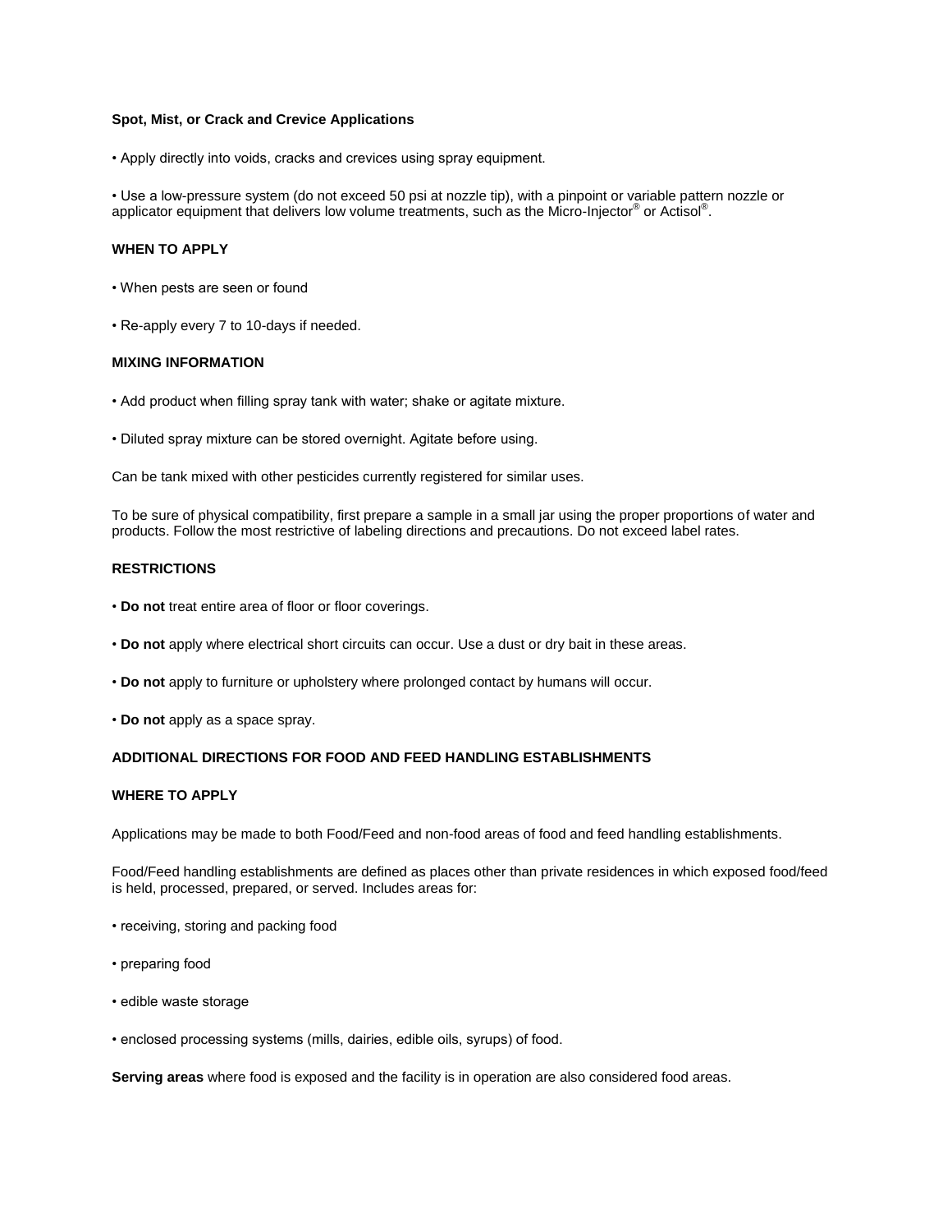**Spot, Mist, or Crack and Crevice Applications**

- Apply directly into voids, cracks and crevices using spray equipment.
- Use a low-pressure system (do not exceed 50 psi at nozzle tip), with a pinpoint or variable pattern nozzle or applicator equipment that delivers low volume treatments, such as the Micro-Injector® or Actisol®.

**WHEN TO APPLY**

- When pests are seen or found
- Re-apply every 7 to 10-days if needed.

**MIXING INFORMATION**

- Add product when filling spray tank with water; shake or agitate mixture.
- Diluted spray mixture can be stored overnight. Agitate before using.

Can be tank mixed with other pesticides currently registered for similar uses.

To be sure of physical compatibility, first prepare a sample in a small jar using the proper proportions of water and products. Follow the most restrictive of labeling directions and precautions. Do not exceed label rates.

**RESTRICTIONS**

- **Do not** treat entire area of floor or floor coverings.
- **Do not** apply where electrical short circuits can occur. Use a dust or dry bait in these areas.
- **Do not** apply to furniture or upholstery where prolonged contact by humans will occur.
- **Do not** apply as a space spray.

**ADDITIONAL DIRECTIONS FOR FOOD AND FEED HANDLING ESTABLISHMENTS**

**WHERE TO APPLY**

Applications may be made to both Food/Feed and non-food areas of food and feed handling establishments.

Food/Feed handling establishments are defined as places other than private residences in which exposed food/feed is held, processed, prepared, or served. Includes areas for:

- receiving, storing and packing food
- preparing food
- edible waste storage
- enclosed processing systems (mills, dairies, edible oils, syrups) of food.

**Serving areas** where food is exposed and the facility is in operation are also considered food areas.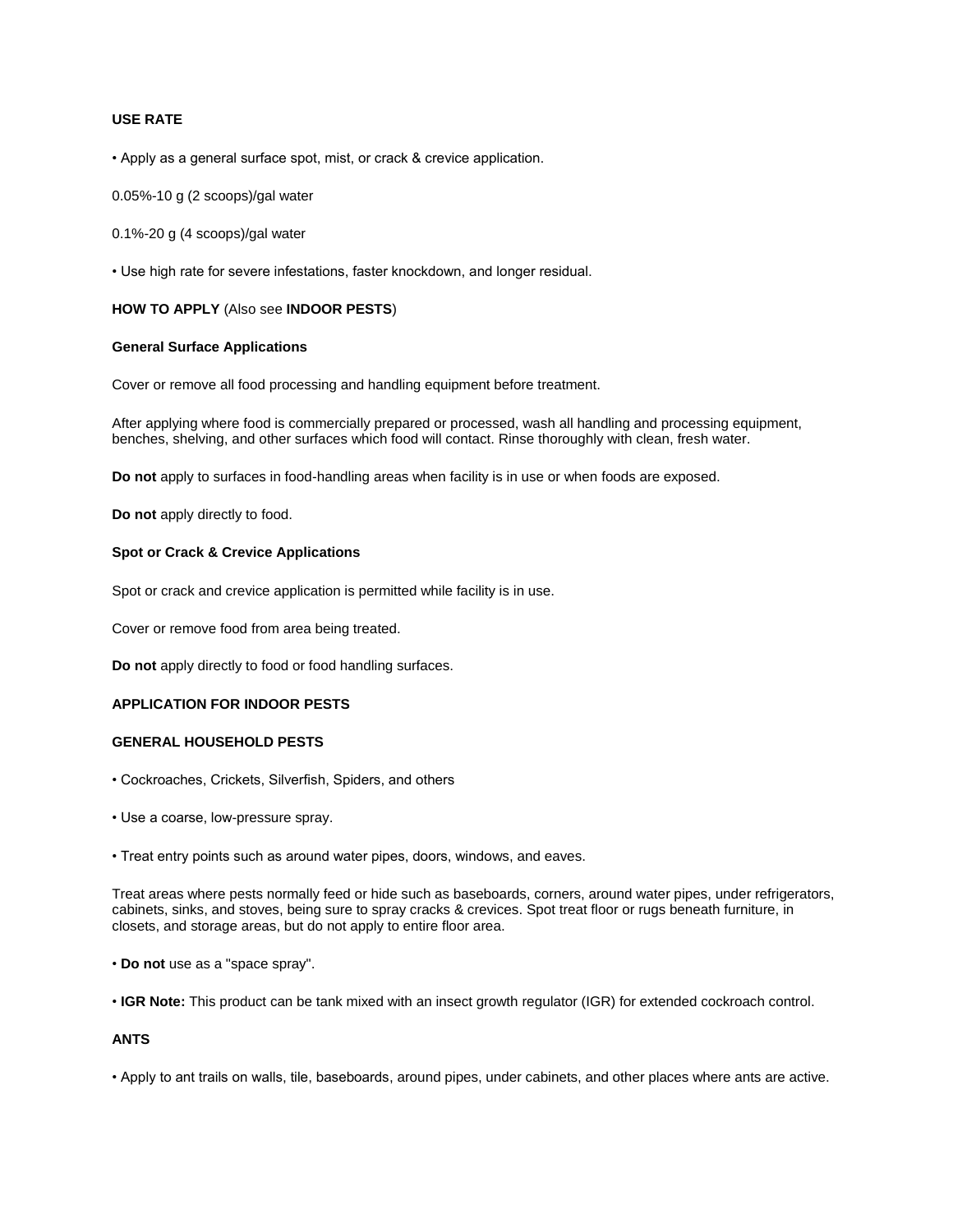**USE RATE**

- Apply as a general surface spot, mist, or crack & crevice application.

0.05%-10 g (2 scoops)/gal water

0.1%-20 g (4 scoops)/gal water

- Use high rate for severe infestations, faster knockdown, and longer residual.

**HOW TO APPLY** (Also see **INDOOR PESTS**)

**General Surface Applications**

Cover or remove all food processing and handling equipment before treatment.

After applying where food is commercially prepared or processed, wash all handling and processing equipment, benches, shelving, and other surfaces which food will contact. Rinse thoroughly with clean, fresh water.

**Do not** apply to surfaces in food-handling areas when facility is in use or when foods are exposed.

**Do not** apply directly to food.

**Spot or Crack & Crevice Applications**

Spot or crack and crevice application is permitted while facility is in use.

Cover or remove food from area being treated.

**Do not** apply directly to food or food handling surfaces.

**APPLICATION FOR INDOOR PESTS**

**GENERAL HOUSEHOLD PESTS**

- Cockroaches, Crickets, Silverfish, Spiders, and others
- Use a coarse, low-pressure spray.
- Treat entry points such as around water pipes, doors, windows, and eaves.

Treat areas where pests normally feed or hide such as baseboards, corners, around water pipes, under refrigerators, cabinets, sinks, and stoves, being sure to spray cracks & crevices. Spot treat floor or rugs beneath furniture, in closets, and storage areas, but do not apply to entire floor area.

- **Do not** use as a "space spray".
- **IGR Note:** This product can be tank mixed with an insect growth regulator (IGR) for extended cockroach control.

**ANTS**

- Apply to ant trails on walls, tile, baseboards, around pipes, under cabinets, and other places where ants are active.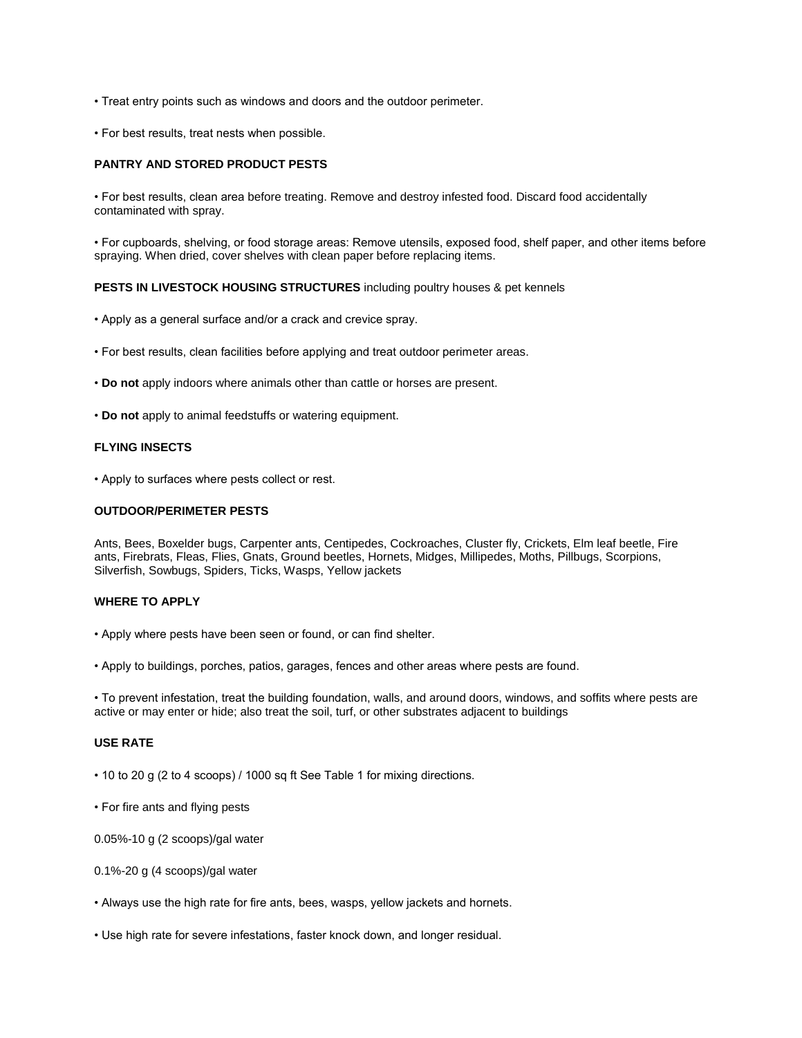• Treat entry points such as windows and doors and the outdoor perimeter.

• For best results, treat nests when possible.

**PANTRY AND STORED PRODUCT PESTS**

• For best results, clean area before treating. Remove and destroy infested food. Discard food accidentally contaminated with spray.

• For cupboards, shelving, or food storage areas: Remove utensils, exposed food, shelf paper, and other items before spraying. When dried, cover shelves with clean paper before replacing items.

**PESTS IN LIVESTOCK HOUSING STRUCTURES** including poultry houses & pet kennels

• Apply as a general surface and/or a crack and crevice spray.

• For best results, clean facilities before applying and treat outdoor perimeter areas.

• **Do not** apply indoors where animals other than cattle or horses are present.

• **Do not** apply to animal feedstuffs or watering equipment.

**FLYING INSECTS**

• Apply to surfaces where pests collect or rest.

**OUTDOOR/PERIMETER PESTS**

Ants, Bees, Boxelder bugs, Carpenter ants, Centipedes, Cockroaches, Cluster fly, Crickets, Elm leaf beetle, Fire ants, Firebrats, Fleas, Flies, Gnats, Ground beetles, Hornets, Midges, Millipedes, Moths, Pillbugs, Scorpions, Silverfish, Sowbugs, Spiders, Ticks, Wasps, Yellow jackets

**WHERE TO APPLY**

• Apply where pests have been seen or found, or can find shelter.

• Apply to buildings, porches, patios, garages, fences and other areas where pests are found.

• To prevent infestation, treat the building foundation, walls, and around doors, windows, and soffits where pests are active or may enter or hide; also treat the soil, turf, or other substrates adjacent to buildings

**USE RATE**

• 10 to 20 g (2 to 4 scoops) / 1000 sq ft See Table 1 for mixing directions.

• For fire ants and flying pests

0.05%-10 g (2 scoops)/gal water

0.1%-20 g (4 scoops)/gal water

• Always use the high rate for fire ants, bees, wasps, yellow jackets and hornets.

• Use high rate for severe infestations, faster knock down, and longer residual.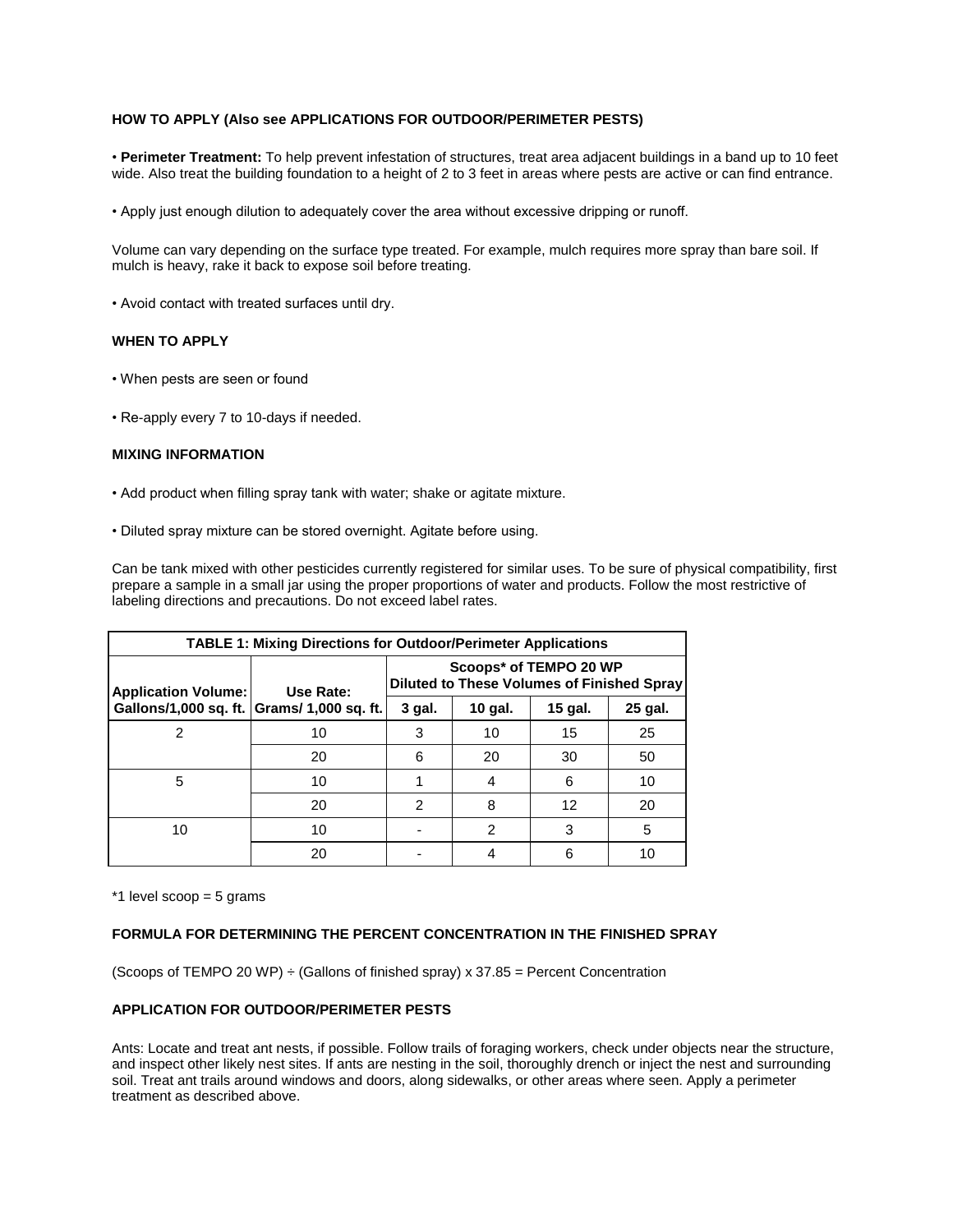### HOW TO APPLY (Also see APPLICATIONS FOR OUTDOOR/PERIMETER PESTS)

- **Perimeter Treatment:** To help prevent infestation of structures, treat area adjacent buildings in a band up to 10 feet wide. Also treat the building foundation to a height of 2 to 3 feet in areas where pests are active or can find entrance.

- Apply just enough dilution to adequately cover the area without excessive dripping or runoff.

Volume can vary depending on the surface type treated. For example, mulch requires more spray than bare soil. If mulch is heavy, rake it back to expose soil before treating.

- Avoid contact with treated surfaces until dry.

### WHEN TO APPLY

- When pests are seen or found

- Re-apply every 7 to 10-days if needed.

### MIXING INFORMATION

- Add product when filling spray tank with water; shake or agitate mixture.

- Diluted spray mixture can be stored overnight. Agitate before using.

Can be tank mixed with other pesticides currently registered for similar uses. To be sure of physical compatibility, first prepare a sample in a small jar using the proper proportions of water and products. Follow the most restrictive of labeling directions and precautions. Do not exceed label rates.

| TABLE 1: Mixing Directions for Outdoor/Perimeter Applications | | | | | |
|---|---|---|---|---|---|
| Application Volume: | Use Rate: | Scoops* of TEMPO 20 WP Diluted to These Volumes of Finished Spray | | | |
| Gallons/1,000 sq. ft. | Grams/ 1,000 sq. ft. | 3 gal. | 10 gal. | 15 gal. | 25 gal. |
| 2 | 10 | 3 | 10 | 15 | 25 |
| | 20 | 6 | 20 | 30 | 50 |
| 5 | 10 | 1 | 4 | 6 | 10 |
| | 20 | 2 | 8 | 12 | 20 |
| 10 | 10 | - | 2 | 3 | 5 |
| | 20 | - | 4 | 6 | 10 |

*1 level scoop = 5 grams

### FORMULA FOR DETERMINING THE PERCENT CONCENTRATION IN THE FINISHED SPRAY

(Scoops of TEMPO 20 WP) ÷ (Gallons of finished spray) x 37.85 = Percent Concentration

### APPLICATION FOR OUTDOOR/PERIMETER PESTS

Ants: Locate and treat ant nests, if possible. Follow trails of foraging workers, check under objects near the structure, and inspect other likely nest sites. If ants are nesting in the soil, thoroughly drench or inject the nest and surrounding soil. Treat ant trails around windows and doors, along sidewalks, or other areas where seen. Apply a perimeter treatment as described above.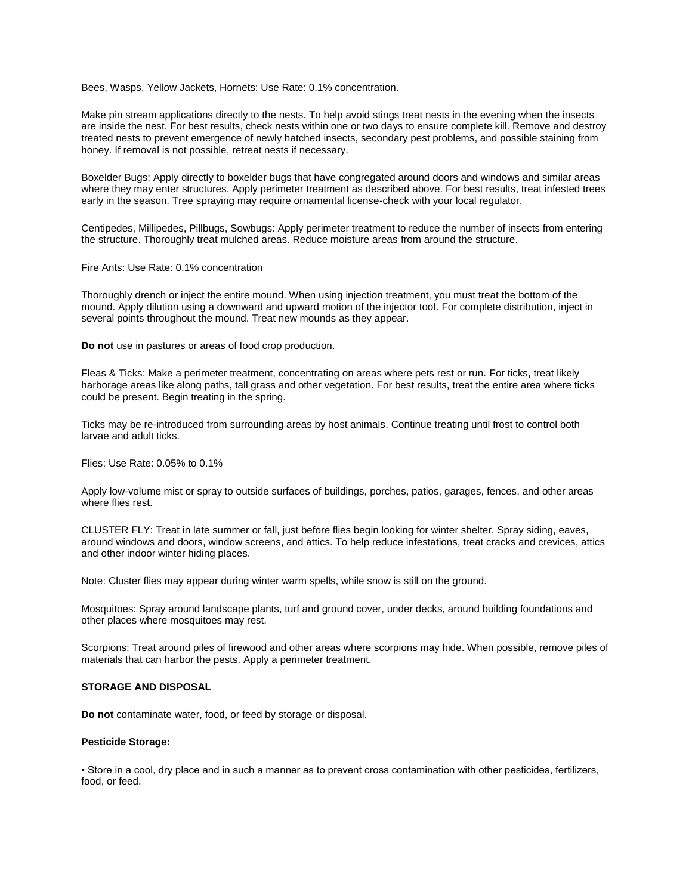Bees, Wasps, Yellow Jackets, Hornets: Use Rate: 0.1% concentration.

Make pin stream applications directly to the nests. To help avoid stings treat nests in the evening when the insects are inside the nest. For best results, check nests within one or two days to ensure complete kill. Remove and destroy treated nests to prevent emergence of newly hatched insects, secondary pest problems, and possible staining from honey. If removal is not possible, retreat nests if necessary.

Boxelder Bugs: Apply directly to boxelder bugs that have congregated around doors and windows and similar areas where they may enter structures. Apply perimeter treatment as described above. For best results, treat infested trees early in the season. Tree spraying may require ornamental license-check with your local regulator.

Centipedes, Millipedes, Pillbugs, Sowbugs: Apply perimeter treatment to reduce the number of insects from entering the structure. Thoroughly treat mulched areas. Reduce moisture areas from around the structure.

Fire Ants: Use Rate: 0.1% concentration

Thoroughly drench or inject the entire mound. When using injection treatment, you must treat the bottom of the mound. Apply dilution using a downward and upward motion of the injector tool. For complete distribution, inject in several points throughout the mound. Treat new mounds as they appear.

**Do not** use in pastures or areas of food crop production.

Fleas & Ticks: Make a perimeter treatment, concentrating on areas where pets rest or run. For ticks, treat likely harborage areas like along paths, tall grass and other vegetation. For best results, treat the entire area where ticks could be present. Begin treating in the spring.

Ticks may be re-introduced from surrounding areas by host animals. Continue treating until frost to control both larvae and adult ticks.

Flies: Use Rate: 0.05% to 0.1%

Apply low-volume mist or spray to outside surfaces of buildings, porches, patios, garages, fences, and other areas where flies rest.

CLUSTER FLY: Treat in late summer or fall, just before flies begin looking for winter shelter. Spray siding, eaves, around windows and doors, window screens, and attics. To help reduce infestations, treat cracks and crevices, attics and other indoor winter hiding places.

Note: Cluster flies may appear during winter warm spells, while snow is still on the ground.

Mosquitoes: Spray around landscape plants, turf and ground cover, under decks, around building foundations and other places where mosquitoes may rest.

Scorpions: Treat around piles of firewood and other areas where scorpions may hide. When possible, remove piles of materials that can harbor the pests. Apply a perimeter treatment.

**STORAGE AND DISPOSAL**

**Do not** contaminate water, food, or feed by storage or disposal.

**Pesticide Storage:**

• Store in a cool, dry place and in such a manner as to prevent cross contamination with other pesticides, fertilizers, food, or feed.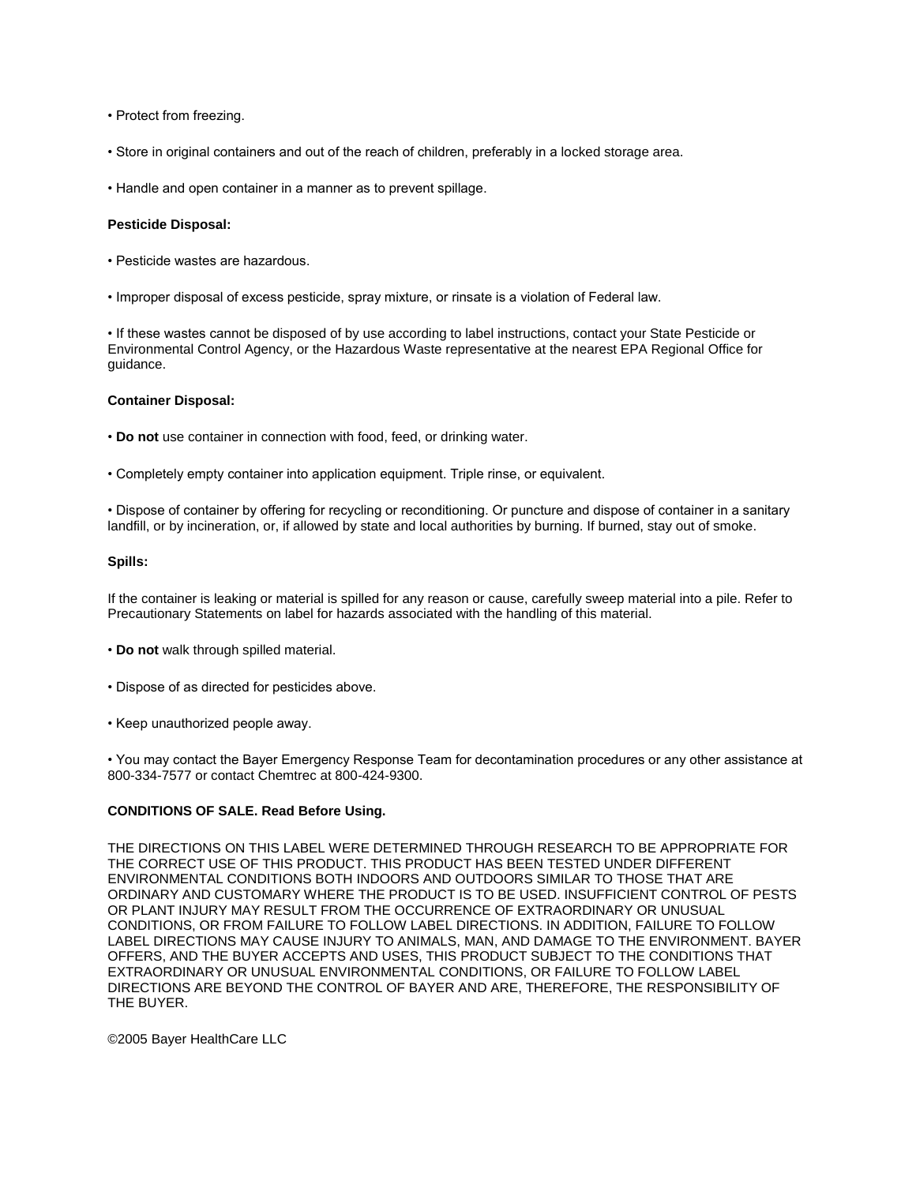• Protect from freezing.

• Store in original containers and out of the reach of children, preferably in a locked storage area.

• Handle and open container in a manner as to prevent spillage.

**Pesticide Disposal:**

• Pesticide wastes are hazardous.

• Improper disposal of excess pesticide, spray mixture, or rinsate is a violation of Federal law.

• If these wastes cannot be disposed of by use according to label instructions, contact your State Pesticide or Environmental Control Agency, or the Hazardous Waste representative at the nearest EPA Regional Office for guidance.

**Container Disposal:**

• **Do not** use container in connection with food, feed, or drinking water.

• Completely empty container into application equipment. Triple rinse, or equivalent.

• Dispose of container by offering for recycling or reconditioning. Or puncture and dispose of container in a sanitary landfill, or by incineration, or, if allowed by state and local authorities by burning. If burned, stay out of smoke.

**Spills:**

If the container is leaking or material is spilled for any reason or cause, carefully sweep material into a pile. Refer to Precautionary Statements on label for hazards associated with the handling of this material.

• **Do not** walk through spilled material.

• Dispose of as directed for pesticides above.

• Keep unauthorized people away.

• You may contact the Bayer Emergency Response Team for decontamination procedures or any other assistance at 800-334-7577 or contact Chemtrec at 800-424-9300.

**CONDITIONS OF SALE. Read Before Using.**

THE DIRECTIONS ON THIS LABEL WERE DETERMINED THROUGH RESEARCH TO BE APPROPRIATE FOR THE CORRECT USE OF THIS PRODUCT. THIS PRODUCT HAS BEEN TESTED UNDER DIFFERENT ENVIRONMENTAL CONDITIONS BOTH INDOORS AND OUTDOORS SIMILAR TO THOSE THAT ARE ORDINARY AND CUSTOMARY WHERE THE PRODUCT IS TO BE USED. INSUFFICIENT CONTROL OF PESTS OR PLANT INJURY MAY RESULT FROM THE OCCURRENCE OF EXTRAORDINARY OR UNUSUAL CONDITIONS, OR FROM FAILURE TO FOLLOW LABEL DIRECTIONS. IN ADDITION, FAILURE TO FOLLOW LABEL DIRECTIONS MAY CAUSE INJURY TO ANIMALS, MAN, AND DAMAGE TO THE ENVIRONMENT. BAYER OFFERS, AND THE BUYER ACCEPTS AND USES, THIS PRODUCT SUBJECT TO THE CONDITIONS THAT EXTRAORDINARY OR UNUSUAL ENVIRONMENTAL CONDITIONS, OR FAILURE TO FOLLOW LABEL DIRECTIONS ARE BEYOND THE CONTROL OF BAYER AND ARE, THEREFORE, THE RESPONSIBILITY OF THE BUYER.

©2005 Bayer HealthCare LLC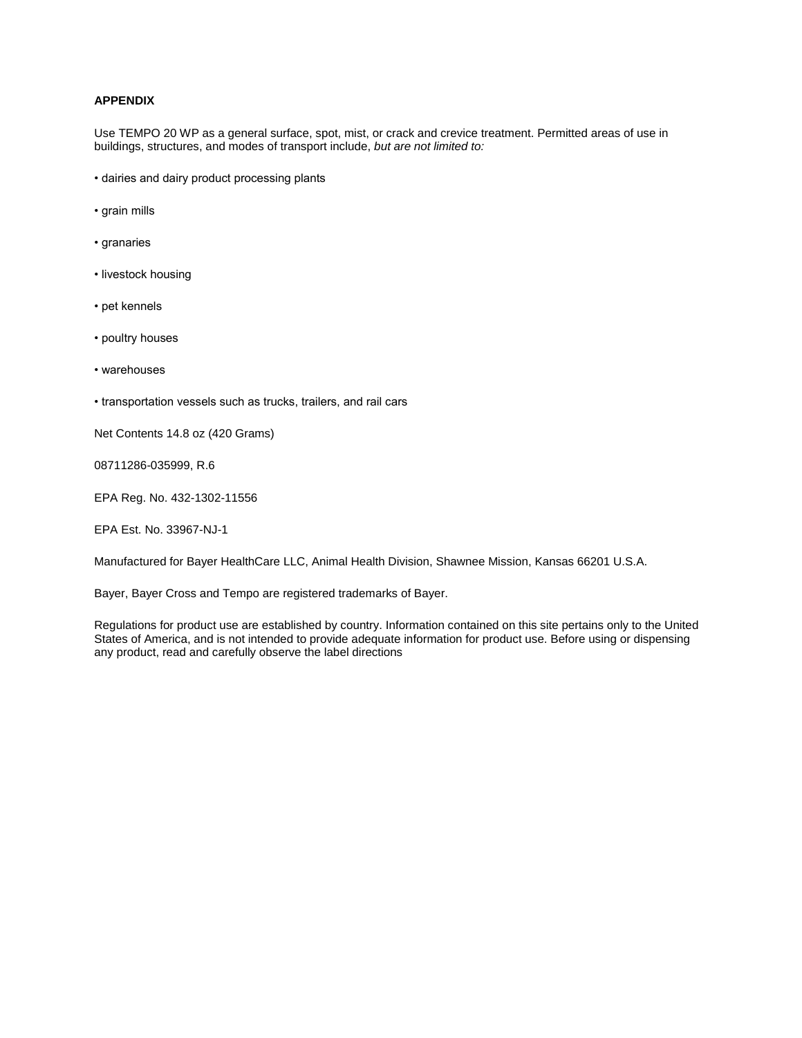**APPENDIX**

Use TEMPO 20 WP as a general surface, spot, mist, or crack and crevice treatment. Permitted areas of use in buildings, structures, and modes of transport include, *but are not limited to:*

- dairies and dairy product processing plants
- grain mills
- granaries
- livestock housing
- pet kennels
- poultry houses
- warehouses
- transportation vessels such as trucks, trailers, and rail cars

Net Contents 14.8 oz (420 Grams)

08711286-035999, R.6

EPA Reg. No. 432-1302-11556

EPA Est. No. 33967-NJ-1

Manufactured for Bayer HealthCare LLC, Animal Health Division, Shawnee Mission, Kansas 66201 U.S.A.

Bayer, Bayer Cross and Tempo are registered trademarks of Bayer.

Regulations for product use are established by country. Information contained on this site pertains only to the United States of America, and is not intended to provide adequate information for product use. Before using or dispensing any product, read and carefully observe the label directions